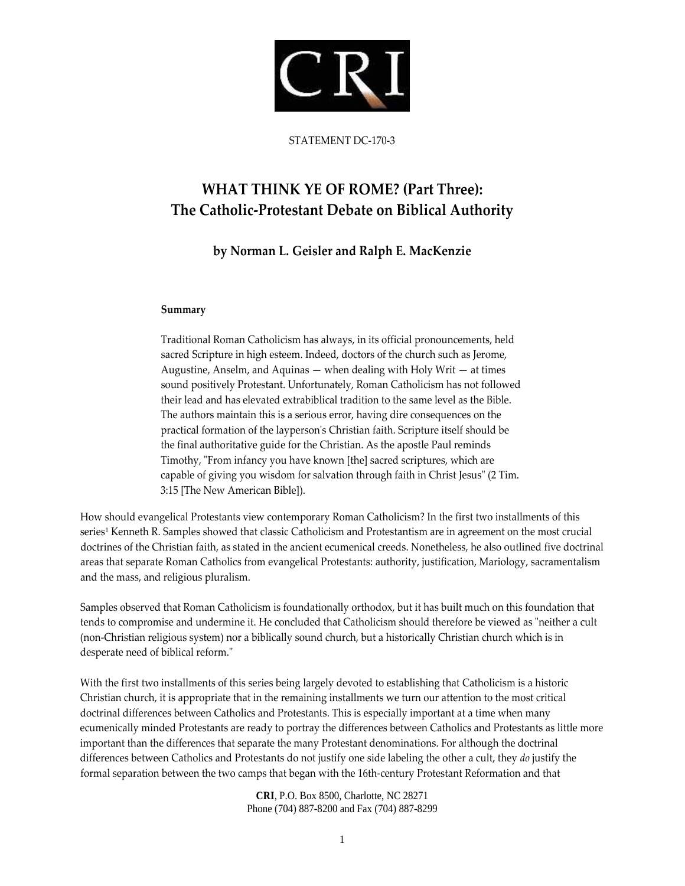STATEMENT DC-170-3

# WHAT THINK YE OF ROME? (Part Three): The Catholic-Protestant Debate on Biblical Authority

### by Norman L. Geisler and Ralph E. MacKenzie

**Summary**

Traditional Roman Catholicism has always, in its official pronouncements, held sacred Scripture in high esteem. Indeed, doctors of the church such as Jerome, Augustine, Anselm, and Aquinas — when dealing with Holy Writ — at times sound positively Protestant. Unfortunately, Roman Catholicism has not followed their lead and has elevated extrabiblical tradition to the same level as the Bible. The authors maintain this is a serious error, having dire consequences on the practical formation of the layperson's Christian faith. Scripture itself should be the final authoritative guide for the Christian. As the apostle Paul reminds Timothy, "From infancy you have known [the] sacred scriptures, which are capable of giving you wisdom for salvation through faith in Christ Jesus" (2 Tim. 3:15 [The New American Bible]).

How should evangelical Protestants view contemporary Roman Catholicism? In the first two installments of this series[1] Kenneth R. Samples showed that classic Catholicism and Protestantism are in agreement on the most crucial doctrines of the Christian faith, as stated in the ancient ecumenical creeds. Nonetheless, he also outlined five doctrinal areas that separate Roman Catholics from evangelical Protestants: authority, justification, Mariology, sacramentalism and the mass, and religious pluralism.

Samples observed that Roman Catholicism is foundationally orthodox, but it has built much on this foundation that tends to compromise and undermine it. He concluded that Catholicism should therefore be viewed as "neither a cult (non-Christian religious system) nor a biblically sound church, but a historically Christian church which is in desperate need of biblical reform."

With the first two installments of this series being largely devoted to establishing that Catholicism is a historic Christian church, it is appropriate that in the remaining installments we turn our attention to the most critical doctrinal differences between Catholics and Protestants. This is especially important at a time when many ecumenically minded Protestants are ready to portray the differences between Catholics and Protestants as little more important than the differences that separate the many Protestant denominations. For although the doctrinal differences between Catholics and Protestants do not justify one side labeling the other a cult, they *do* justify the formal separation between the two camps that began with the 16th-century Protestant Reformation and that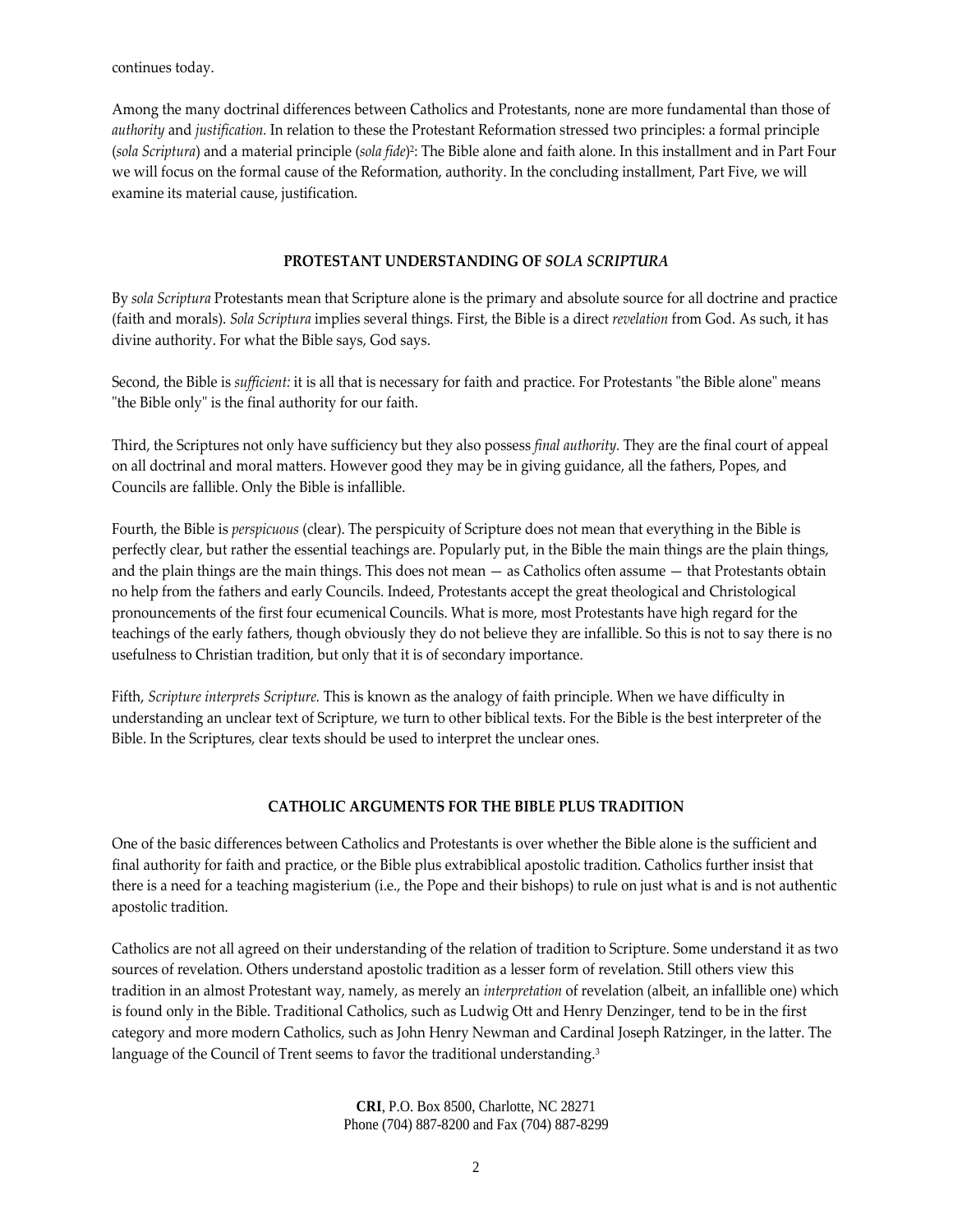continues today.

Among the many doctrinal differences between Catholics and Protestants, none are more fundamental than those of *authority* and *justification.* In relation to these the Protestant Reformation stressed two principles: a formal principle (*sola Scriptura*) and a material principle (*sola fide*)[2]: The Bible alone and faith alone. In this installment and in Part Four we will focus on the formal cause of the Reformation, authority. In the concluding installment, Part Five, we will examine its material cause, justification.

### PROTESTANT UNDERSTANDING OF *SOLA SCRIPTURA*

By *sola Scriptura* Protestants mean that Scripture alone is the primary and absolute source for all doctrine and practice (faith and morals). *Sola Scriptura* implies several things. First, the Bible is a direct *revelation* from God. As such, it has divine authority. For what the Bible says, God says.

Second, the Bible is *sufficient:* it is all that is necessary for faith and practice. For Protestants "the Bible alone" means "the Bible only" is the final authority for our faith.

Third, the Scriptures not only have sufficiency but they also possess *final authority.* They are the final court of appeal on all doctrinal and moral matters. However good they may be in giving guidance, all the fathers, Popes, and Councils are fallible. Only the Bible is infallible.

Fourth, the Bible is *perspicuous* (clear). The perspicuity of Scripture does not mean that everything in the Bible is perfectly clear, but rather the essential teachings are. Popularly put, in the Bible the main things are the plain things, and the plain things are the main things. This does not mean — as Catholics often assume — that Protestants obtain no help from the fathers and early Councils. Indeed, Protestants accept the great theological and Christological pronouncements of the first four ecumenical Councils. What is more, most Protestants have high regard for the teachings of the early fathers, though obviously they do not believe they are infallible. So this is not to say there is no usefulness to Christian tradition, but only that it is of secondary importance.

Fifth, *Scripture interprets Scripture.* This is known as the analogy of faith principle. When we have difficulty in understanding an unclear text of Scripture, we turn to other biblical texts. For the Bible is the best interpreter of the Bible. In the Scriptures, clear texts should be used to interpret the unclear ones.

### CATHOLIC ARGUMENTS FOR THE BIBLE PLUS TRADITION

One of the basic differences between Catholics and Protestants is over whether the Bible alone is the sufficient and final authority for faith and practice, or the Bible plus extrabiblical apostolic tradition. Catholics further insist that there is a need for a teaching magisterium (i.e., the Pope and their bishops) to rule on just what is and is not authentic apostolic tradition.

Catholics are not all agreed on their understanding of the relation of tradition to Scripture. Some understand it as two sources of revelation. Others understand apostolic tradition as a lesser form of revelation. Still others view this tradition in an almost Protestant way, namely, as merely an *interpretation* of revelation (albeit, an infallible one) which is found only in the Bible. Traditional Catholics, such as Ludwig Ott and Henry Denzinger, tend to be in the first category and more modern Catholics, such as John Henry Newman and Cardinal Joseph Ratzinger, in the latter. The language of the Council of Trent seems to favor the traditional understanding.[3]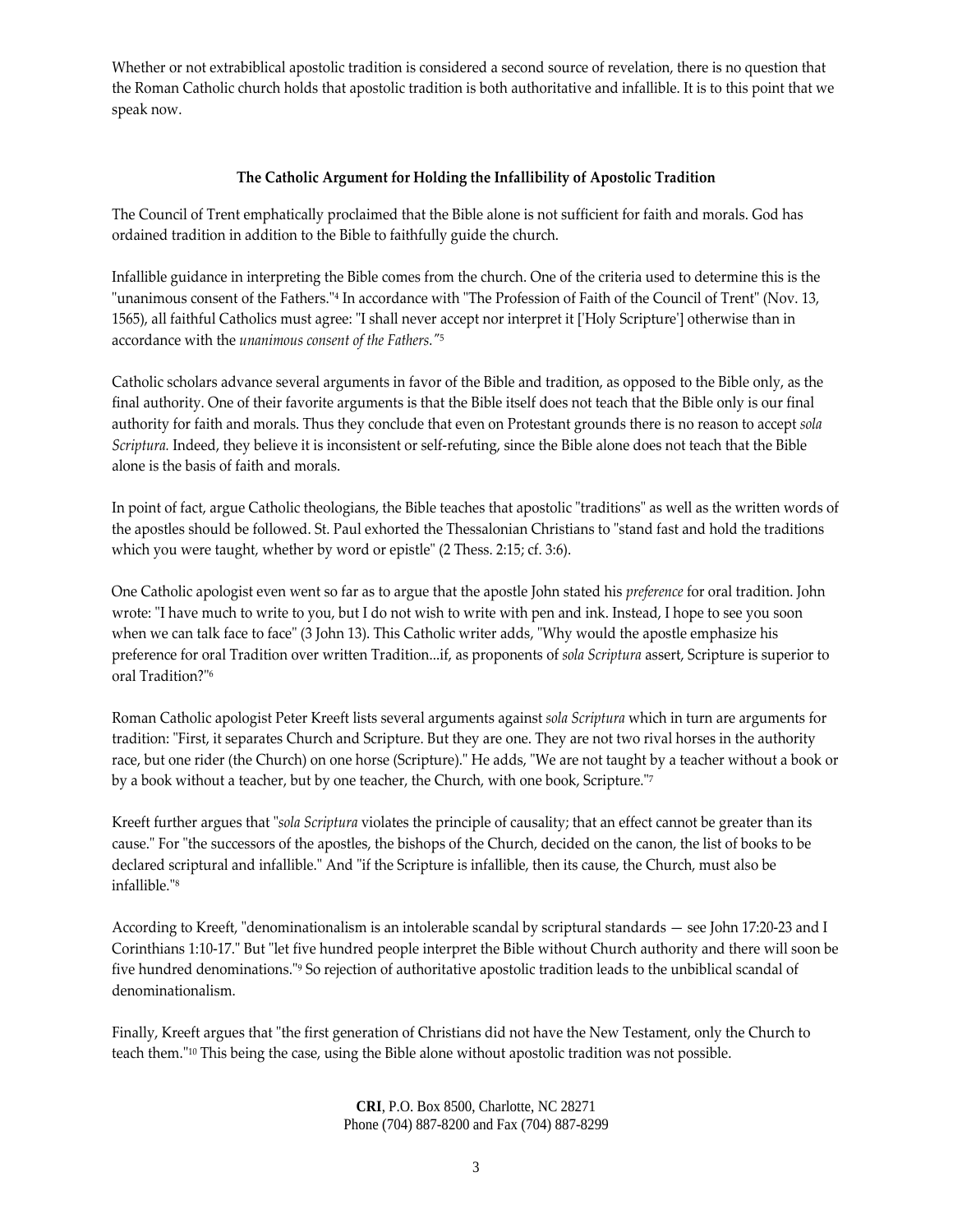Whether or not extrabiblical apostolic tradition is considered a second source of revelation, there is no question that the Roman Catholic church holds that apostolic tradition is both authoritative and infallible. It is to this point that we speak now.

### The Catholic Argument for Holding the Infallibility of Apostolic Tradition

The Council of Trent emphatically proclaimed that the Bible alone is not sufficient for faith and morals. God has ordained tradition in addition to the Bible to faithfully guide the church.

Infallible guidance in interpreting the Bible comes from the church. One of the criteria used to determine this is the "unanimous consent of the Fathers."[4] In accordance with "The Profession of Faith of the Council of Trent" (Nov. 13, 1565), all faithful Catholics must agree: "I shall never accept nor interpret it ['Holy Scripture'] otherwise than in accordance with the *unanimous consent of the Fathers.*"[5]

Catholic scholars advance several arguments in favor of the Bible and tradition, as opposed to the Bible only, as the final authority. One of their favorite arguments is that the Bible itself does not teach that the Bible only is our final authority for faith and morals. Thus they conclude that even on Protestant grounds there is no reason to accept *sola Scriptura.* Indeed, they believe it is inconsistent or self-refuting, since the Bible alone does not teach that the Bible alone is the basis of faith and morals.

In point of fact, argue Catholic theologians, the Bible teaches that apostolic "traditions" as well as the written words of the apostles should be followed. St. Paul exhorted the Thessalonian Christians to "stand fast and hold the traditions which you were taught, whether by word or epistle" (2 Thess. 2:15; cf. 3:6).

One Catholic apologist even went so far as to argue that the apostle John stated his *preference* for oral tradition. John wrote: "I have much to write to you, but I do not wish to write with pen and ink. Instead, I hope to see you soon when we can talk face to face" (3 John 13). This Catholic writer adds, "Why would the apostle emphasize his preference for oral Tradition over written Tradition...if, as proponents of *sola Scriptura* assert, Scripture is superior to oral Tradition?"[6]

Roman Catholic apologist Peter Kreeft lists several arguments against *sola Scriptura* which in turn are arguments for tradition: "First, it separates Church and Scripture. But they are one. They are not two rival horses in the authority race, but one rider (the Church) on one horse (Scripture)." He adds, "We are not taught by a teacher without a book or by a book without a teacher, but by one teacher, the Church, with one book, Scripture."[7]

Kreeft further argues that "*sola Scriptura* violates the principle of causality; that an effect cannot be greater than its cause." For "the successors of the apostles, the bishops of the Church, decided on the canon, the list of books to be declared scriptural and infallible." And "if the Scripture is infallible, then its cause, the Church, must also be infallible."[8]

According to Kreeft, "denominationalism is an intolerable scandal by scriptural standards — see John 17:20-23 and I Corinthians 1:10-17." But "let five hundred people interpret the Bible without Church authority and there will soon be five hundred denominations."[9] So rejection of authoritative apostolic tradition leads to the unbiblical scandal of denominationalism.

Finally, Kreeft argues that "the first generation of Christians did not have the New Testament, only the Church to teach them."[10] This being the case, using the Bible alone without apostolic tradition was not possible.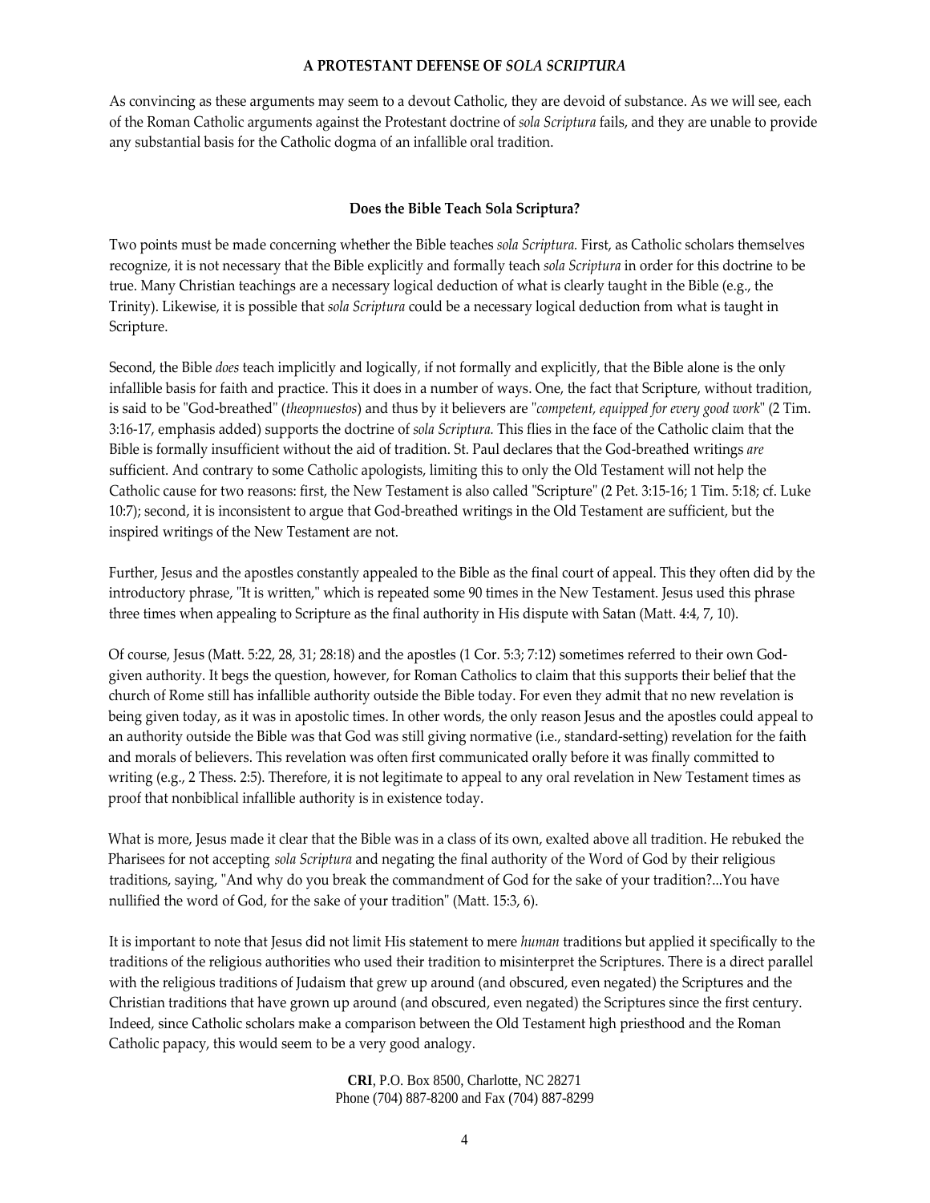As convincing as these arguments may seem to a devout Catholic, they are devoid of substance. As we will see, each of the Roman Catholic arguments against the Protestant doctrine of *sola Scriptura* fails, and they are unable to provide any substantial basis for the Catholic dogma of an infallible oral tradition.

## Does the Bible Teach Sola Scriptura?

Two points must be made concerning whether the Bible teaches *sola Scriptura.* First, as Catholic scholars themselves recognize, it is not necessary that the Bible explicitly and formally teach *sola Scriptura* in order for this doctrine to be true. Many Christian teachings are a necessary logical deduction of what is clearly taught in the Bible (e.g., the Trinity). Likewise, it is possible that *sola Scriptura* could be a necessary logical deduction from what is taught in Scripture.

Second, the Bible *does* teach implicitly and logically, if not formally and explicitly, that the Bible alone is the only infallible basis for faith and practice. This it does in a number of ways. One, the fact that Scripture, without tradition, is said to be "God-breathed" (*theopnuestos*) and thus by it believers are "*competent, equipped for every good work*" (2 Tim. 3:16-17, emphasis added) supports the doctrine of *sola Scriptura.* This flies in the face of the Catholic claim that the Bible is formally insufficient without the aid of tradition. St. Paul declares that the God-breathed writings *are* sufficient. And contrary to some Catholic apologists, limiting this to only the Old Testament will not help the Catholic cause for two reasons: first, the New Testament is also called "Scripture" (2 Pet. 3:15-16; 1 Tim. 5:18; cf. Luke 10:7); second, it is inconsistent to argue that God-breathed writings in the Old Testament are sufficient, but the inspired writings of the New Testament are not.

Further, Jesus and the apostles constantly appealed to the Bible as the final court of appeal. This they often did by the introductory phrase, "It is written," which is repeated some 90 times in the New Testament. Jesus used this phrase three times when appealing to Scripture as the final authority in His dispute with Satan (Matt. 4:4, 7, 10).

Of course, Jesus (Matt. 5:22, 28, 31; 28:18) and the apostles (1 Cor. 5:3; 7:12) sometimes referred to their own God-given authority. It begs the question, however, for Roman Catholics to claim that this supports their belief that the church of Rome still has infallible authority outside the Bible today. For even they admit that no new revelation is being given today, as it was in apostolic times. In other words, the only reason Jesus and the apostles could appeal to an authority outside the Bible was that God was still giving normative (i.e., standard-setting) revelation for the faith and morals of believers. This revelation was often first communicated orally before it was finally committed to writing (e.g., 2 Thess. 2:5). Therefore, it is not legitimate to appeal to any oral revelation in New Testament times as proof that nonbiblical infallible authority is in existence today.

What is more, Jesus made it clear that the Bible was in a class of its own, exalted above all tradition. He rebuked the Pharisees for not accepting *sola Scriptura* and negating the final authority of the Word of God by their religious traditions, saying, "And why do you break the commandment of God for the sake of your tradition?...You have nullified the word of God, for the sake of your tradition" (Matt. 15:3, 6).

It is important to note that Jesus did not limit His statement to mere *human* traditions but applied it specifically to the traditions of the religious authorities who used their tradition to misinterpret the Scriptures. There is a direct parallel with the religious traditions of Judaism that grew up around (and obscured, even negated) the Scriptures and the Christian traditions that have grown up around (and obscured, even negated) the Scriptures since the first century. Indeed, since Catholic scholars make a comparison between the Old Testament high priesthood and the Roman Catholic papacy, this would seem to be a very good analogy.

**CRI**, P.O. Box 8500, Charlotte, NC 28271
Phone (704) 887-8200 and Fax (704) 887-8299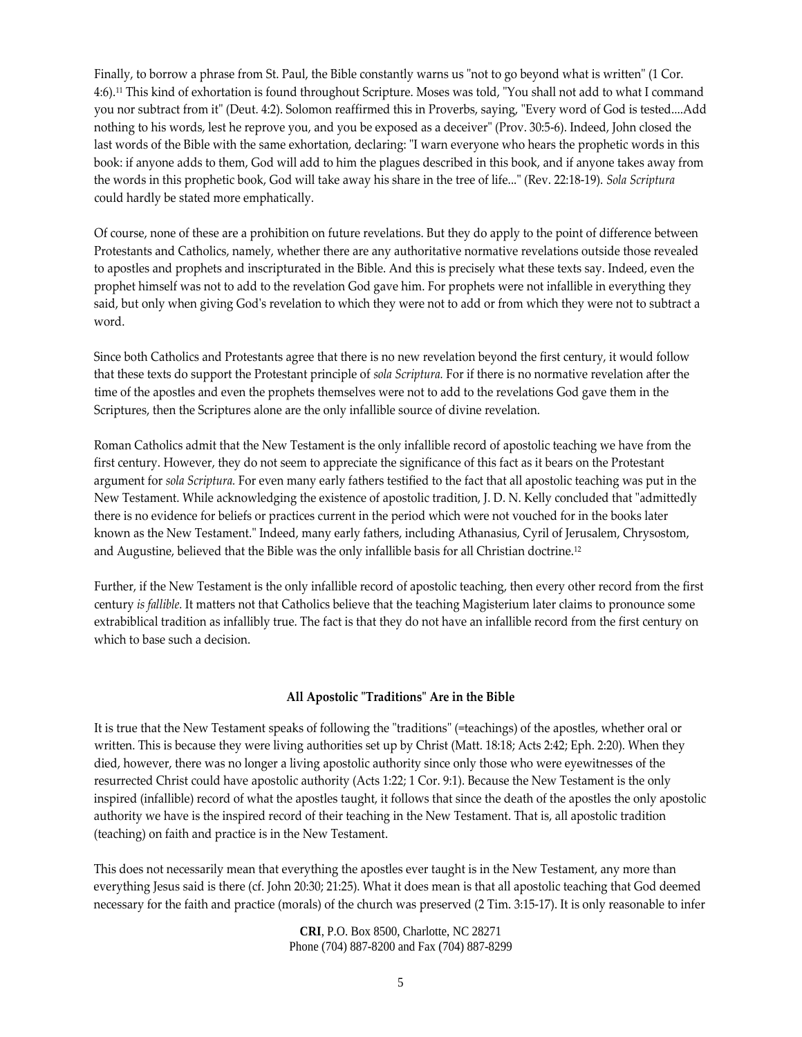Finally, to borrow a phrase from St. Paul, the Bible constantly warns us "not to go beyond what is written" (1 Cor. 4:6).[11] This kind of exhortation is found throughout Scripture. Moses was told, "You shall not add to what I command you nor subtract from it" (Deut. 4:2). Solomon reaffirmed this in Proverbs, saying, "Every word of God is tested....Add nothing to his words, lest he reprove you, and you be exposed as a deceiver" (Prov. 30:5-6). Indeed, John closed the last words of the Bible with the same exhortation, declaring: "I warn everyone who hears the prophetic words in this book: if anyone adds to them, God will add to him the plagues described in this book, and if anyone takes away from the words in this prophetic book, God will take away his share in the tree of life..." (Rev. 22:18-19). *Sola Scriptura* could hardly be stated more emphatically.

Of course, none of these are a prohibition on future revelations. But they do apply to the point of difference between Protestants and Catholics, namely, whether there are any authoritative normative revelations outside those revealed to apostles and prophets and inscripturated in the Bible. And this is precisely what these texts say. Indeed, even the prophet himself was not to add to the revelation God gave him. For prophets were not infallible in everything they said, but only when giving God's revelation to which they were not to add or from which they were not to subtract a word.

Since both Catholics and Protestants agree that there is no new revelation beyond the first century, it would follow that these texts do support the Protestant principle of *sola Scriptura.* For if there is no normative revelation after the time of the apostles and even the prophets themselves were not to add to the revelations God gave them in the Scriptures, then the Scriptures alone are the only infallible source of divine revelation.

Roman Catholics admit that the New Testament is the only infallible record of apostolic teaching we have from the first century. However, they do not seem to appreciate the significance of this fact as it bears on the Protestant argument for *sola Scriptura.* For even many early fathers testified to the fact that all apostolic teaching was put in the New Testament. While acknowledging the existence of apostolic tradition, J. D. N. Kelly concluded that "admittedly there is no evidence for beliefs or practices current in the period which were not vouched for in the books later known as the New Testament." Indeed, many early fathers, including Athanasius, Cyril of Jerusalem, Chrysostom, and Augustine, believed that the Bible was the only infallible basis for all Christian doctrine.[12]

Further, if the New Testament is the only infallible record of apostolic teaching, then every other record from the first century *is fallible.* It matters not that Catholics believe that the teaching Magisterium later claims to pronounce some extrabiblical tradition as infallibly true. The fact is that they do not have an infallible record from the first century on which to base such a decision.

### All Apostolic "Traditions" Are in the Bible

It is true that the New Testament speaks of following the "traditions" (=teachings) of the apostles, whether oral or written. This is because they were living authorities set up by Christ (Matt. 18:18; Acts 2:42; Eph. 2:20). When they died, however, there was no longer a living apostolic authority since only those who were eyewitnesses of the resurrected Christ could have apostolic authority (Acts 1:22; 1 Cor. 9:1). Because the New Testament is the only inspired (infallible) record of what the apostles taught, it follows that since the death of the apostles the only apostolic authority we have is the inspired record of their teaching in the New Testament. That is, all apostolic tradition (teaching) on faith and practice is in the New Testament.

This does not necessarily mean that everything the apostles ever taught is in the New Testament, any more than everything Jesus said is there (cf. John 20:30; 21:25). What it does mean is that all apostolic teaching that God deemed necessary for the faith and practice (morals) of the church was preserved (2 Tim. 3:15-17). It is only reasonable to infer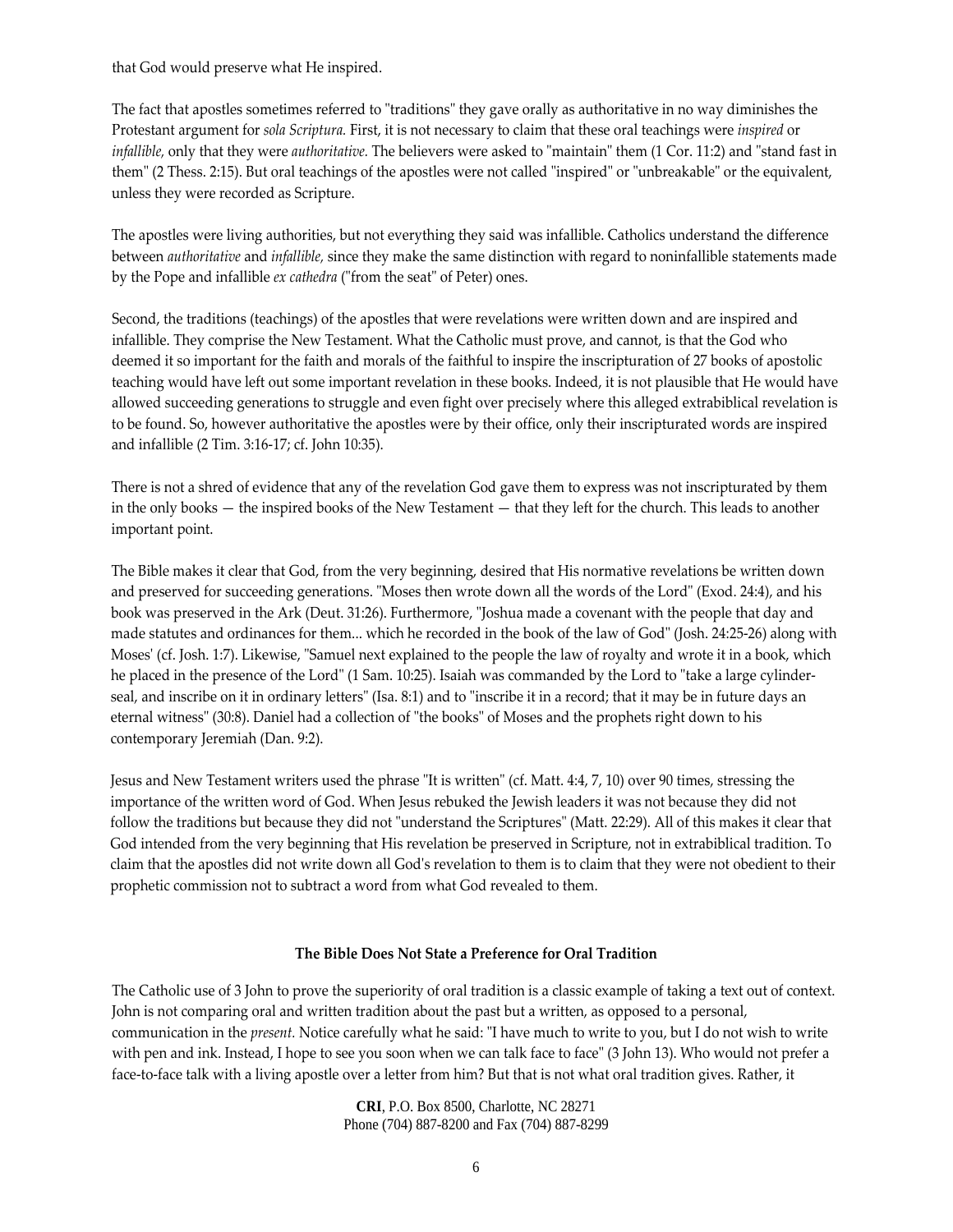that God would preserve what He inspired.

The fact that apostles sometimes referred to "traditions" they gave orally as authoritative in no way diminishes the Protestant argument for *sola Scriptura.* First, it is not necessary to claim that these oral teachings were *inspired* or *infallible,* only that they were *authoritative.* The believers were asked to "maintain" them (1 Cor. 11:2) and "stand fast in them" (2 Thess. 2:15). But oral teachings of the apostles were not called "inspired" or "unbreakable" or the equivalent, unless they were recorded as Scripture.

The apostles were living authorities, but not everything they said was infallible. Catholics understand the difference between *authoritative* and *infallible,* since they make the same distinction with regard to noninfallible statements made by the Pope and infallible *ex cathedra* ("from the seat" of Peter) ones.

Second, the traditions (teachings) of the apostles that were revelations were written down and are inspired and infallible. They comprise the New Testament. What the Catholic must prove, and cannot, is that the God who deemed it so important for the faith and morals of the faithful to inspire the inscripturation of 27 books of apostolic teaching would have left out some important revelation in these books. Indeed, it is not plausible that He would have allowed succeeding generations to struggle and even fight over precisely where this alleged extrabiblical revelation is to be found. So, however authoritative the apostles were by their office, only their inscripturated words are inspired and infallible (2 Tim. 3:16-17; cf. John 10:35).

There is not a shred of evidence that any of the revelation God gave them to express was not inscripturated by them in the only books — the inspired books of the New Testament — that they left for the church. This leads to another important point.

The Bible makes it clear that God, from the very beginning, desired that His normative revelations be written down and preserved for succeeding generations. "Moses then wrote down all the words of the Lord" (Exod. 24:4), and his book was preserved in the Ark (Deut. 31:26). Furthermore, "Joshua made a covenant with the people that day and made statutes and ordinances for them... which he recorded in the book of the law of God" (Josh. 24:25-26) along with Moses' (cf. Josh. 1:7). Likewise, "Samuel next explained to the people the law of royalty and wrote it in a book, which he placed in the presence of the Lord" (1 Sam. 10:25). Isaiah was commanded by the Lord to "take a large cylinder-seal, and inscribe on it in ordinary letters" (Isa. 8:1) and to "inscribe it in a record; that it may be in future days an eternal witness" (30:8). Daniel had a collection of "the books" of Moses and the prophets right down to his contemporary Jeremiah (Dan. 9:2).

Jesus and New Testament writers used the phrase "It is written" (cf. Matt. 4:4, 7, 10) over 90 times, stressing the importance of the written word of God. When Jesus rebuked the Jewish leaders it was not because they did not follow the traditions but because they did not "understand the Scriptures" (Matt. 22:29). All of this makes it clear that God intended from the very beginning that His revelation be preserved in Scripture, not in extrabiblical tradition. To claim that the apostles did not write down all God's revelation to them is to claim that they were not obedient to their prophetic commission not to subtract a word from what God revealed to them.

### The Bible Does Not State a Preference for Oral Tradition

The Catholic use of 3 John to prove the superiority of oral tradition is a classic example of taking a text out of context. John is not comparing oral and written tradition about the past but a written, as opposed to a personal, communication in the *present.* Notice carefully what he said: "I have much to write to you, but I do not wish to write with pen and ink. Instead, I hope to see you soon when we can talk face to face" (3 John 13). Who would not prefer a face-to-face talk with a living apostle over a letter from him? But that is not what oral tradition gives. Rather, it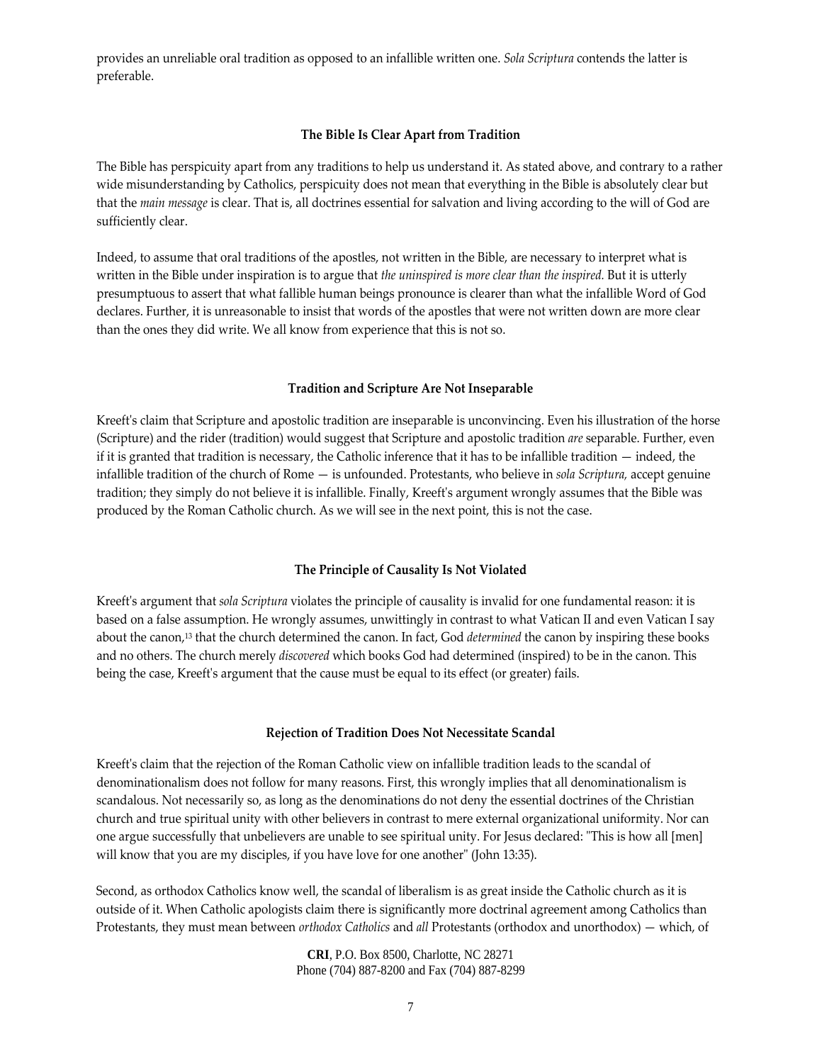provides an unreliable oral tradition as opposed to an infallible written one. *Sola Scriptura* contends the latter is preferable.

### The Bible Is Clear Apart from Tradition

The Bible has perspicuity apart from any traditions to help us understand it. As stated above, and contrary to a rather wide misunderstanding by Catholics, perspicuity does not mean that everything in the Bible is absolutely clear but that the *main message* is clear. That is, all doctrines essential for salvation and living according to the will of God are sufficiently clear.

Indeed, to assume that oral traditions of the apostles, not written in the Bible, are necessary to interpret what is written in the Bible under inspiration is to argue that *the uninspired is more clear than the inspired.* But it is utterly presumptuous to assert that what fallible human beings pronounce is clearer than what the infallible Word of God declares. Further, it is unreasonable to insist that words of the apostles that were not written down are more clear than the ones they did write. We all know from experience that this is not so.

### Tradition and Scripture Are Not Inseparable

Kreeft's claim that Scripture and apostolic tradition are inseparable is unconvincing. Even his illustration of the horse (Scripture) and the rider (tradition) would suggest that Scripture and apostolic tradition *are* separable. Further, even if it is granted that tradition is necessary, the Catholic inference that it has to be infallible tradition — indeed, the infallible tradition of the church of Rome — is unfounded. Protestants, who believe in *sola Scriptura,* accept genuine tradition; they simply do not believe it is infallible. Finally, Kreeft's argument wrongly assumes that the Bible was produced by the Roman Catholic church. As we will see in the next point, this is not the case.

### The Principle of Causality Is Not Violated

Kreeft's argument that *sola Scriptura* violates the principle of causality is invalid for one fundamental reason: it is based on a false assumption. He wrongly assumes, unwittingly in contrast to what Vatican II and even Vatican I say about the canon,[13] that the church determined the canon. In fact, God *determined* the canon by inspiring these books and no others. The church merely *discovered* which books God had determined (inspired) to be in the canon. This being the case, Kreeft's argument that the cause must be equal to its effect (or greater) fails.

### Rejection of Tradition Does Not Necessitate Scandal

Kreeft's claim that the rejection of the Roman Catholic view on infallible tradition leads to the scandal of denominationalism does not follow for many reasons. First, this wrongly implies that all denominationalism is scandalous. Not necessarily so, as long as the denominations do not deny the essential doctrines of the Christian church and true spiritual unity with other believers in contrast to mere external organizational uniformity. Nor can one argue successfully that unbelievers are unable to see spiritual unity. For Jesus declared: "This is how all [men] will know that you are my disciples, if you have love for one another" (John 13:35).

Second, as orthodox Catholics know well, the scandal of liberalism is as great inside the Catholic church as it is outside of it. When Catholic apologists claim there is significantly more doctrinal agreement among Catholics than Protestants, they must mean between *orthodox Catholics* and *all* Protestants (orthodox and unorthodox) — which, of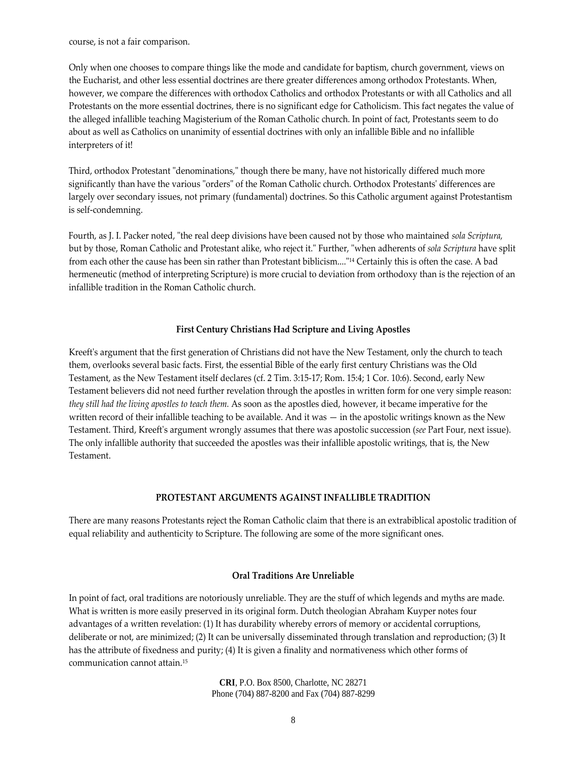course, is not a fair comparison.

Only when one chooses to compare things like the mode and candidate for baptism, church government, views on the Eucharist, and other less essential doctrines are there greater differences among orthodox Protestants. When, however, we compare the differences with orthodox Catholics and orthodox Protestants or with all Catholics and all Protestants on the more essential doctrines, there is no significant edge for Catholicism. This fact negates the value of the alleged infallible teaching Magisterium of the Roman Catholic church. In point of fact, Protestants seem to do about as well as Catholics on unanimity of essential doctrines with only an infallible Bible and no infallible interpreters of it!

Third, orthodox Protestant "denominations," though there be many, have not historically differed much more significantly than have the various "orders" of the Roman Catholic church. Orthodox Protestants' differences are largely over secondary issues, not primary (fundamental) doctrines. So this Catholic argument against Protestantism is self-condemning.

Fourth, as J. I. Packer noted, "the real deep divisions have been caused not by those who maintained *sola Scriptura*, but by those, Roman Catholic and Protestant alike, who reject it." Further, "when adherents of *sola Scriptura* have split from each other the cause has been sin rather than Protestant biblicism...."[14] Certainly this is often the case. A bad hermeneutic (method of interpreting Scripture) is more crucial to deviation from orthodoxy than is the rejection of an infallible tradition in the Roman Catholic church.

#### First Century Christians Had Scripture and Living Apostles

Kreeft's argument that the first generation of Christians did not have the New Testament, only the church to teach them, overlooks several basic facts. First, the essential Bible of the early first century Christians was the Old Testament, as the New Testament itself declares (cf. 2 Tim. 3:15-17; Rom. 15:4; 1 Cor. 10:6). Second, early New Testament believers did not need further revelation through the apostles in written form for one very simple reason: *they still had the living apostles to teach them.* As soon as the apostles died, however, it became imperative for the written record of their infallible teaching to be available. And it was — in the apostolic writings known as the New Testament. Third, Kreeft's argument wrongly assumes that there was apostolic succession (*see* Part Four, next issue). The only infallible authority that succeeded the apostles was their infallible apostolic writings, that is, the New Testament.

### PROTESTANT ARGUMENTS AGAINST INFALLIBLE TRADITION

There are many reasons Protestants reject the Roman Catholic claim that there is an extrabiblical apostolic tradition of equal reliability and authenticity to Scripture. The following are some of the more significant ones.

#### Oral Traditions Are Unreliable

In point of fact, oral traditions are notoriously unreliable. They are the stuff of which legends and myths are made. What is written is more easily preserved in its original form. Dutch theologian Abraham Kuyper notes four advantages of a written revelation: (1) It has durability whereby errors of memory or accidental corruptions, deliberate or not, are minimized; (2) It can be universally disseminated through translation and reproduction; (3) It has the attribute of fixedness and purity; (4) It is given a finality and normativeness which other forms of communication cannot attain.[15]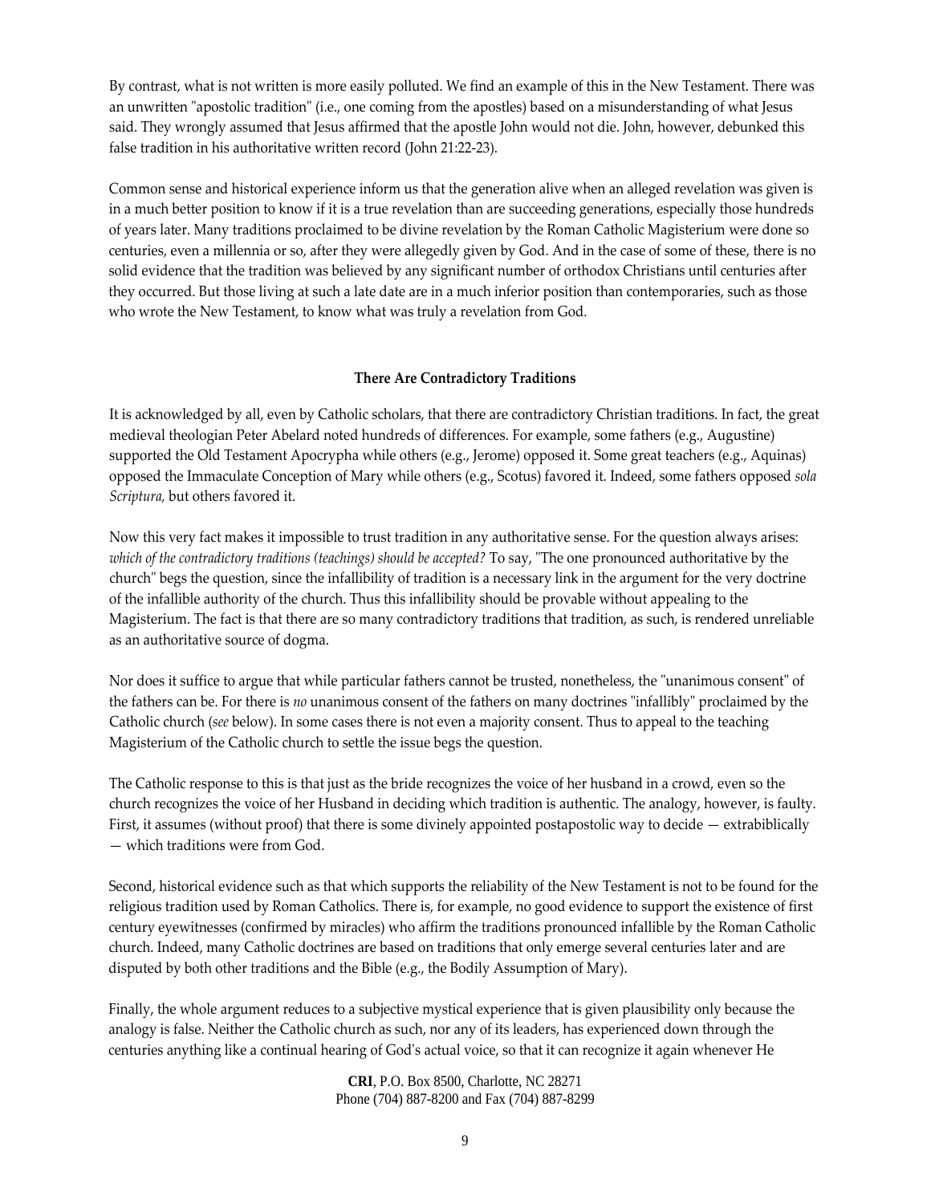By contrast, what is not written is more easily polluted. We find an example of this in the New Testament. There was an unwritten "apostolic tradition" (i.e., one coming from the apostles) based on a misunderstanding of what Jesus said. They wrongly assumed that Jesus affirmed that the apostle John would not die. John, however, debunked this false tradition in his authoritative written record (John 21:22-23).

Common sense and historical experience inform us that the generation alive when an alleged revelation was given is in a much better position to know if it is a true revelation than are succeeding generations, especially those hundreds of years later. Many traditions proclaimed to be divine revelation by the Roman Catholic Magisterium were done so centuries, even a millennia or so, after they were allegedly given by God. And in the case of some of these, there is no solid evidence that the tradition was believed by any significant number of orthodox Christians until centuries after they occurred. But those living at such a late date are in a much inferior position than contemporaries, such as those who wrote the New Testament, to know what was truly a revelation from God.

### There Are Contradictory Traditions

It is acknowledged by all, even by Catholic scholars, that there are contradictory Christian traditions. In fact, the great medieval theologian Peter Abelard noted hundreds of differences. For example, some fathers (e.g., Augustine) supported the Old Testament Apocrypha while others (e.g., Jerome) opposed it. Some great teachers (e.g., Aquinas) opposed the Immaculate Conception of Mary while others (e.g., Scotus) favored it. Indeed, some fathers opposed *sola Scriptura,* but others favored it.

Now this very fact makes it impossible to trust tradition in any authoritative sense. For the question always arises: *which of the contradictory traditions (teachings) should be accepted?* To say, "The one pronounced authoritative by the church" begs the question, since the infallibility of tradition is a necessary link in the argument for the very doctrine of the infallible authority of the church. Thus this infallibility should be provable without appealing to the Magisterium. The fact is that there are so many contradictory traditions that tradition, as such, is rendered unreliable as an authoritative source of dogma.

Nor does it suffice to argue that while particular fathers cannot be trusted, nonetheless, the "unanimous consent" of the fathers can be. For there is *no* unanimous consent of the fathers on many doctrines "infallibly" proclaimed by the Catholic church (*see* below). In some cases there is not even a majority consent. Thus to appeal to the teaching Magisterium of the Catholic church to settle the issue begs the question.

The Catholic response to this is that just as the bride recognizes the voice of her husband in a crowd, even so the church recognizes the voice of her Husband in deciding which tradition is authentic. The analogy, however, is faulty. First, it assumes (without proof) that there is some divinely appointed postapostolic way to decide — extrabiblically — which traditions were from God.

Second, historical evidence such as that which supports the reliability of the New Testament is not to be found for the religious tradition used by Roman Catholics. There is, for example, no good evidence to support the existence of first century eyewitnesses (confirmed by miracles) who affirm the traditions pronounced infallible by the Roman Catholic church. Indeed, many Catholic doctrines are based on traditions that only emerge several centuries later and are disputed by both other traditions and the Bible (e.g., the Bodily Assumption of Mary).

Finally, the whole argument reduces to a subjective mystical experience that is given plausibility only because the analogy is false. Neither the Catholic church as such, nor any of its leaders, has experienced down through the centuries anything like a continual hearing of God's actual voice, so that it can recognize it again whenever He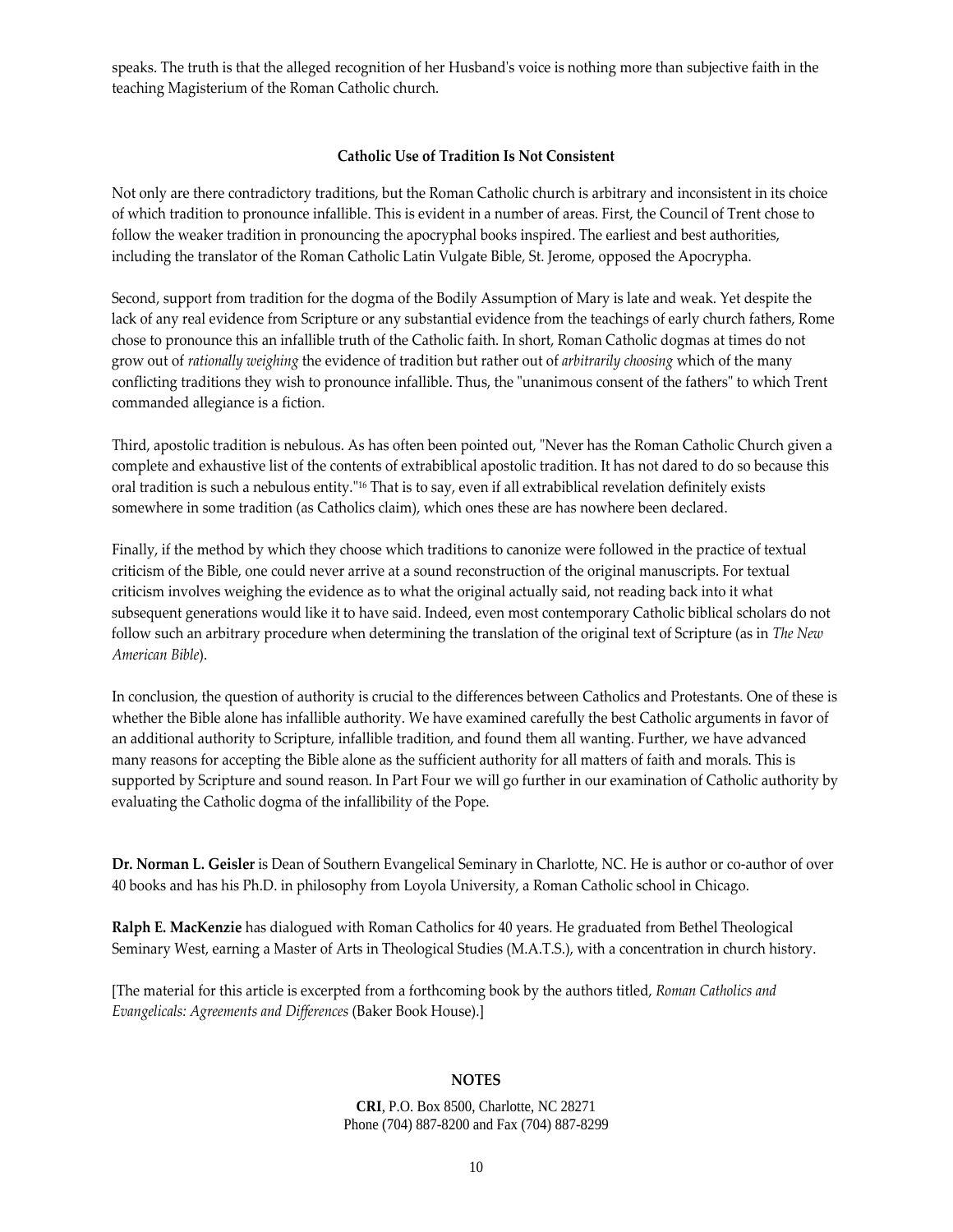speaks. The truth is that the alleged recognition of her Husband's voice is nothing more than subjective faith in the teaching Magisterium of the Roman Catholic church.

### Catholic Use of Tradition Is Not Consistent

Not only are there contradictory traditions, but the Roman Catholic church is arbitrary and inconsistent in its choice of which tradition to pronounce infallible. This is evident in a number of areas. First, the Council of Trent chose to follow the weaker tradition in pronouncing the apocryphal books inspired. The earliest and best authorities, including the translator of the Roman Catholic Latin Vulgate Bible, St. Jerome, opposed the Apocrypha.

Second, support from tradition for the dogma of the Bodily Assumption of Mary is late and weak. Yet despite the lack of any real evidence from Scripture or any substantial evidence from the teachings of early church fathers, Rome chose to pronounce this an infallible truth of the Catholic faith. In short, Roman Catholic dogmas at times do not grow out of *rationally weighing* the evidence of tradition but rather out of *arbitrarily choosing* which of the many conflicting traditions they wish to pronounce infallible. Thus, the "unanimous consent of the fathers" to which Trent commanded allegiance is a fiction.

Third, apostolic tradition is nebulous. As has often been pointed out, "Never has the Roman Catholic Church given a complete and exhaustive list of the contents of extrabiblical apostolic tradition. It has not dared to do so because this oral tradition is such a nebulous entity."[16] That is to say, even if all extrabiblical revelation definitely exists somewhere in some tradition (as Catholics claim), which ones these are has nowhere been declared.

Finally, if the method by which they choose which traditions to canonize were followed in the practice of textual criticism of the Bible, one could never arrive at a sound reconstruction of the original manuscripts. For textual criticism involves weighing the evidence as to what the original actually said, not reading back into it what subsequent generations would like it to have said. Indeed, even most contemporary Catholic biblical scholars do not follow such an arbitrary procedure when determining the translation of the original text of Scripture (as in *The New American Bible*).

In conclusion, the question of authority is crucial to the differences between Catholics and Protestants. One of these is whether the Bible alone has infallible authority. We have examined carefully the best Catholic arguments in favor of an additional authority to Scripture, infallible tradition, and found them all wanting. Further, we have advanced many reasons for accepting the Bible alone as the sufficient authority for all matters of faith and morals. This is supported by Scripture and sound reason. In Part Four we will go further in our examination of Catholic authority by evaluating the Catholic dogma of the infallibility of the Pope.

**Dr. Norman L. Geisler** is Dean of Southern Evangelical Seminary in Charlotte, NC. He is author or co-author of over 40 books and has his Ph.D. in philosophy from Loyola University, a Roman Catholic school in Chicago.

**Ralph E. MacKenzie** has dialogued with Roman Catholics for 40 years. He graduated from Bethel Theological Seminary West, earning a Master of Arts in Theological Studies (M.A.T.S.), with a concentration in church history.

[The material for this article is excerpted from a forthcoming book by the authors titled, *Roman Catholics and Evangelicals: Agreements and Differences* (Baker Book House).]

### NOTES

**CRI**, P.O. Box 8500, Charlotte, NC 28271
Phone (704) 887-8200 and Fax (704) 887-8299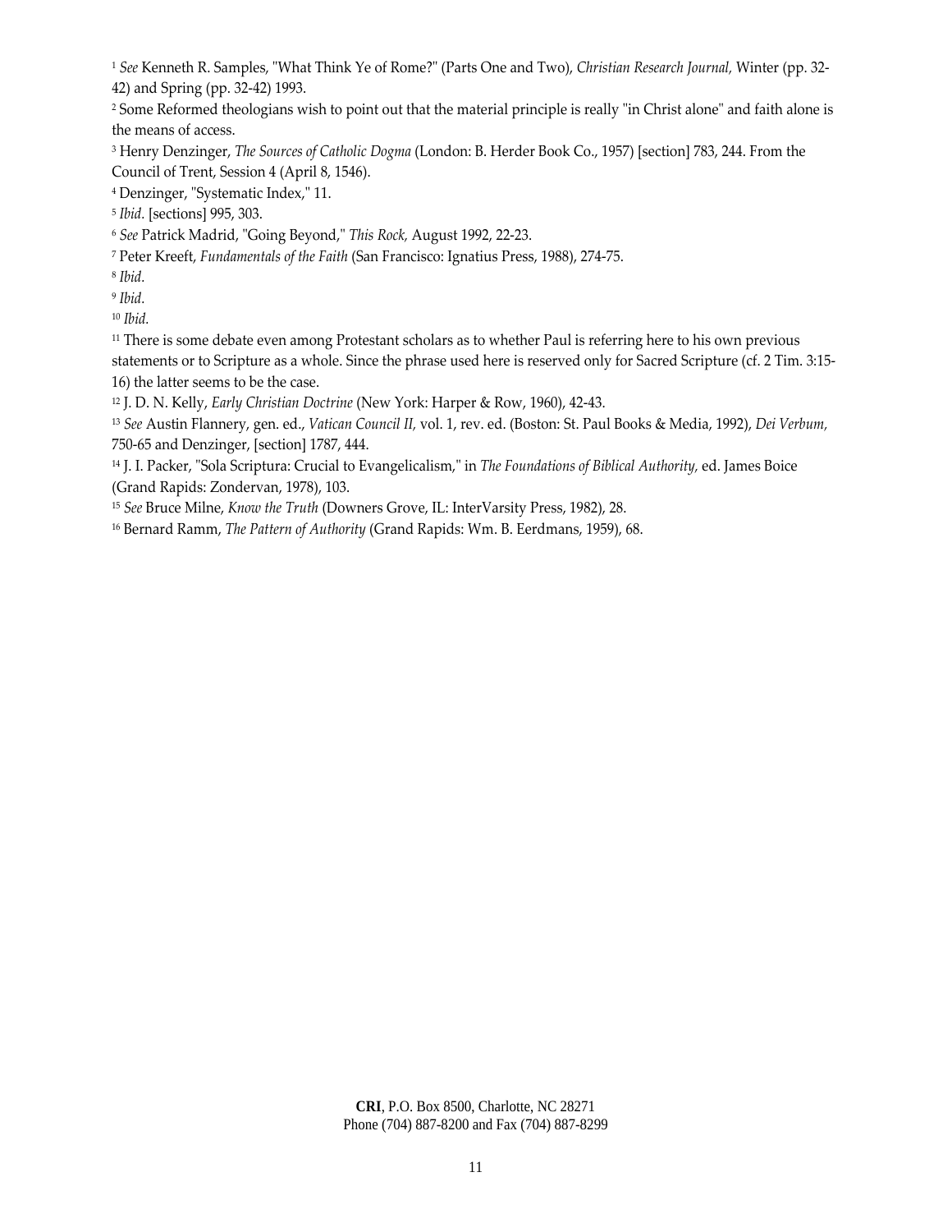[1] *See* Kenneth R. Samples, "What Think Ye of Rome?" (Parts One and Two), *Christian Research Journal,* Winter (pp. 32-42) and Spring (pp. 32-42) 1993.

[2] Some Reformed theologians wish to point out that the material principle is really "in Christ alone" and faith alone is the means of access.

[3] Henry Denzinger, *The Sources of Catholic Dogma* (London: B. Herder Book Co., 1957) [section] 783, 244. From the Council of Trent, Session 4 (April 8, 1546).

[4] Denzinger, "Systematic Index," 11.

[5] *Ibid.* [sections] 995, 303.

[6] *See* Patrick Madrid, "Going Beyond," *This Rock,* August 1992, 22-23.

[7] Peter Kreeft, *Fundamentals of the Faith* (San Francisco: Ignatius Press, 1988), 274-75.

[8] *Ibid.*

[9] *Ibid.*

[10] *Ibid.*

[11] There is some debate even among Protestant scholars as to whether Paul is referring here to his own previous statements or to Scripture as a whole. Since the phrase used here is reserved only for Sacred Scripture (cf. 2 Tim. 3:15-16) the latter seems to be the case.

[12] J. D. N. Kelly, *Early Christian Doctrine* (New York: Harper & Row, 1960), 42-43.

[13] *See* Austin Flannery, gen. ed., *Vatican Council II,* vol. 1, rev. ed. (Boston: St. Paul Books & Media, 1992), *Dei Verbum,* 750-65 and Denzinger, [section] 1787, 444.

[14] J. I. Packer, "Sola Scriptura: Crucial to Evangelicalism," in *The Foundations of Biblical Authority,* ed. James Boice (Grand Rapids: Zondervan, 1978), 103.

[15] *See* Bruce Milne, *Know the Truth* (Downers Grove, IL: InterVarsity Press, 1982), 28.

[16] Bernard Ramm, *The Pattern of Authority* (Grand Rapids: Wm. B. Eerdmans, 1959), 68.

**CRI**, P.O. Box 8500, Charlotte, NC 28271
Phone (704) 887-8200 and Fax (704) 887-8299